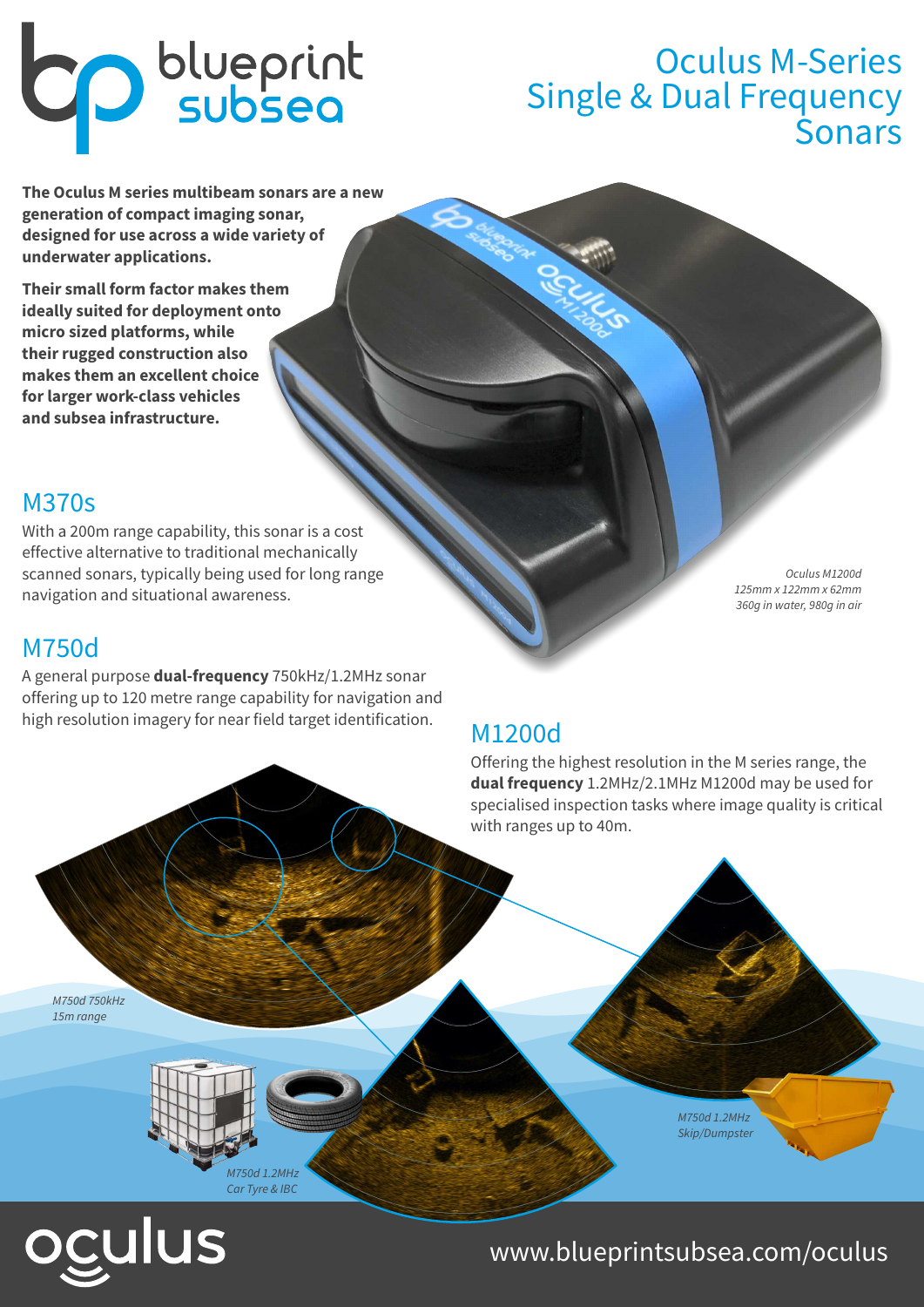# Oculus M-Series Single & Dual Frequency Sonars

**The Oculus M series multibeam sonars are a new generation of compact imaging sonar, designed for use across a wide variety of underwater applications.**

**Their small form factor makes them ideally suited for deployment onto micro sized platforms, while their rugged construction also makes them an excellent choice for larger work-class vehicles and subsea infrastructure.**

*Oculus M1200d*
*125mm x 122mm x 62mm*
*360g in water, 980g in air*

## M370s

With a 200m range capability, this sonar is a cost effective alternative to traditional mechanically scanned sonars, typically being used for long range navigation and situational awareness.

## M750d

A general purpose **dual-frequency** 750kHz/1.2MHz sonar offering up to 120 metre range capability for navigation and high resolution imagery for near field target identification.

## M1200d

Offering the highest resolution in the M series range, the **dual frequency** 1.2MHz/2.1MHz M1200d may be used for specialised inspection tasks where image quality is critical with ranges up to 40m.

*M750d 750kHz*
*15m range*

*M750d 1.2MHz*
*Car Tyre & IBC*

*M750d 1.2MHz*
*Skip/Dumpster*

www.blueprintsubsea.com/oculus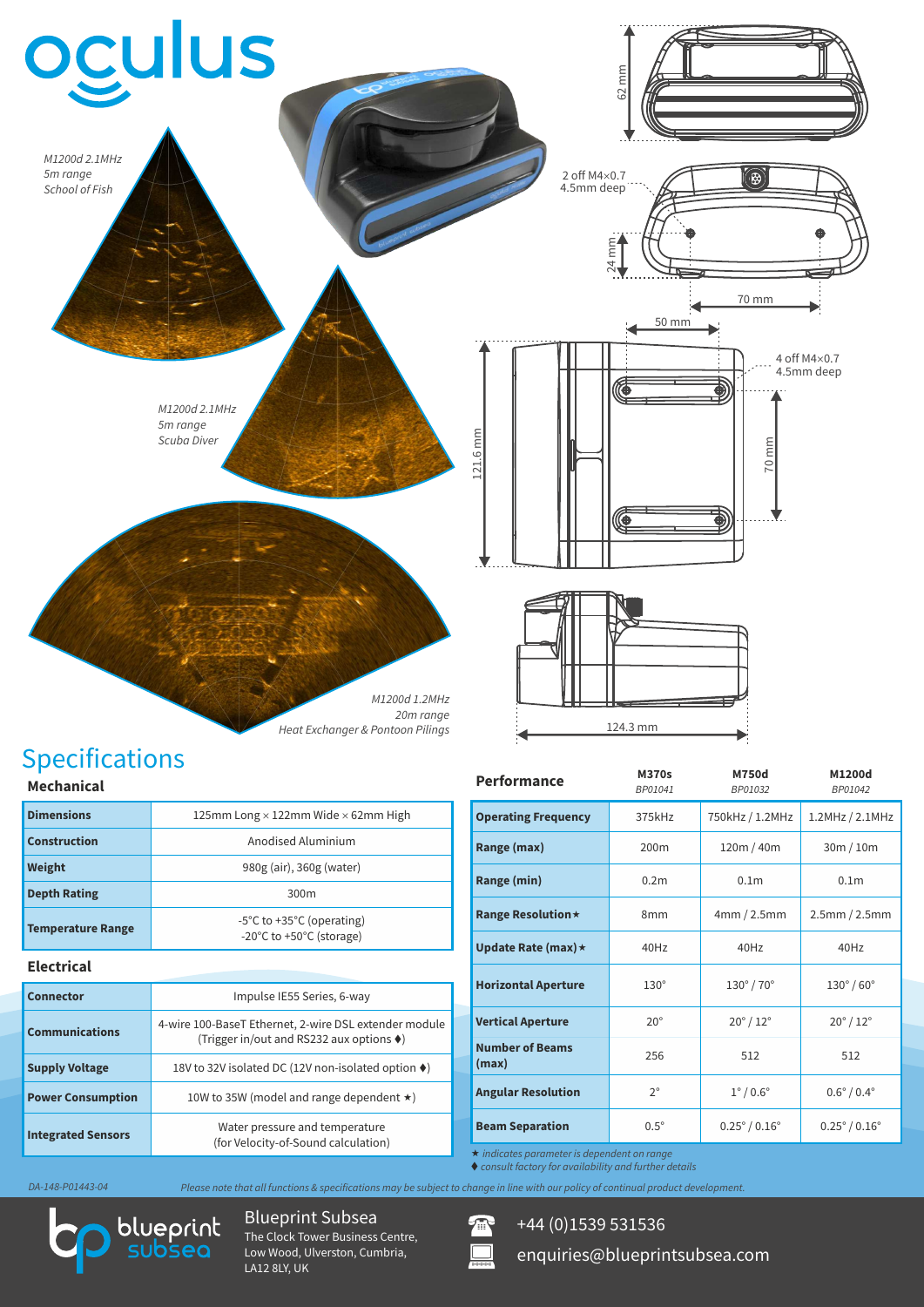# oculus

*M1200d 2.1MHz*
*5m range*
*School of Fish*

*M1200d 2.1MHz*
*5m range*
*Scuba Diver*

*M1200d 1.2MHz*
*20m range*
*Heat Exchanger & Pontoon Pilings*

62 mm

2 off M4×0.7
4.5mm deep

24 mm

70 mm

50 mm

4 off M4×0.7
4.5mm deep

121.6 mm

70 mm

124.3 mm

## Specifications

### Mechanical

| | |
|---|---|
| **Dimensions** | 125mm Long × 122mm Wide × 62mm High |
| **Construction** | Anodised Aluminium |
| **Weight** | 980g (air), 360g (water) |
| **Depth Rating** | 300m |
| **Temperature Range** | -5°C to +35°C (operating)<br>-20°C to +50°C (storage) |

### Electrical

| | |
|---|---|
| **Connector** | Impulse IE55 Series, 6-way |
| **Communications** | 4-wire 100-BaseT Ethernet, 2-wire DSL extender module (Trigger in/out and RS232 aux options ♦) |
| **Supply Voltage** | 18V to 32V isolated DC (12V non-isolated option ♦) |
| **Power Consumption** | 10W to 35W (model and range dependent ★) |
| **Integrated Sensors** | Water pressure and temperature (for Velocity-of-Sound calculation) |

### Performance

| **Performance** | **M370s** *BP01041* | **M750d** *BP01032* | **M1200d** *BP01042* |
|---|---|---|---|
| **Operating Frequency** | 375kHz | 750kHz / 1.2MHz | 1.2MHz / 2.1MHz |
| **Range (max)** | 200m | 120m / 40m | 30m / 10m |
| **Range (min)** | 0.2m | 0.1m | 0.1m |
| **Range Resolution★** | 8mm | 4mm / 2.5mm | 2.5mm / 2.5mm |
| **Update Rate (max)★** | 40Hz | 40Hz | 40Hz |
| **Horizontal Aperture** | 130° | 130° / 70° | 130° / 60° |
| **Vertical Aperture** | 20° | 20° / 12° | 20° / 12° |
| **Number of Beams (max)** | 256 | 512 | 512 |
| **Angular Resolution** | 2° | 1° / 0.6° | 0.6° / 0.4° |
| **Beam Separation** | 0.5° | 0.25° / 0.16° | 0.25° / 0.16° |

★ *indicates parameter is dependent on range*
♦ *consult factory for availability and further details*

DA-148-P01443-04

*Please note that all functions & specifications may be subject to change in line with our policy of continual product development.*

**Blueprint Subsea**
The Clock Tower Business Centre,
Low Wood, Ulverston, Cumbria,
LA12 8LY, UK

+44 (0)1539 531536
enquiries@blueprintsubsea.com